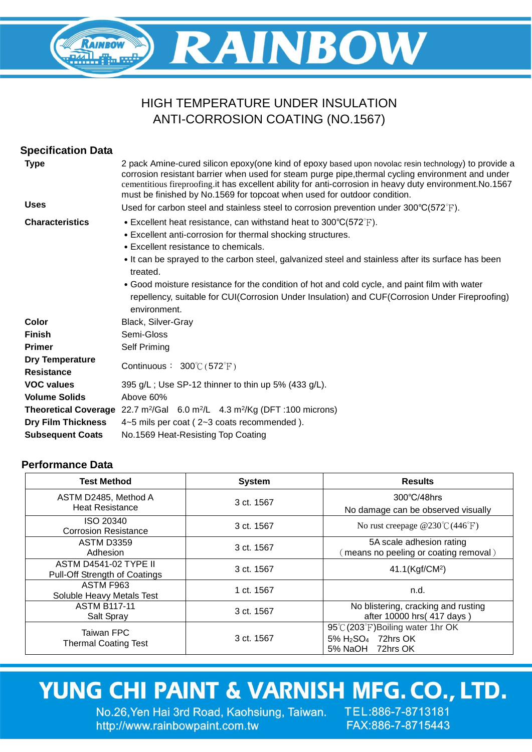# RAINBOW

## HIGH TEMPERATURE UNDER INSULATION ANTI-CORROSION COATING (NO.1567)

### Specification Data

| | |
|---|---|
| **Type** | 2 pack Amine-cured silicon epoxy(one kind of epoxy based upon novolac resin technology) to provide a corrosion resistant barrier when used for steam purge pipe,thermal cycling environment and under cementitious fireproofing.it has excellent ability for anti-corrosion in heavy duty environment.No.1567 must be finished by No.1569 for topcoat when used for outdoor condition. |
| **Uses** | Used for carbon steel and stainless steel to corrosion prevention under 300℃(572℉). |
| **Characteristics** | • Excellent heat resistance, can withstand heat to 300℃(572℉).<br>• Excellent anti-corrosion for thermal shocking structures.<br>• Excellent resistance to chemicals.<br>• It can be sprayed to the carbon steel, galvanized steel and stainless after its surface has been treated.<br>• Good moisture resistance for the condition of hot and cold cycle, and paint film with water repellency, suitable for CUI(Corrosion Under Insulation) and CUF(Corrosion Under Fireproofing) environment. |
| **Color** | Black, Silver-Gray |
| **Finish** | Semi-Gloss |
| **Primer** | Self Priming |
| **Dry Temperature Resistance** | Continuous： 300℃（572℉） |
| **VOC values** | 395 g/L ; Use SP-12 thinner to thin up 5% (433 g/L). |
| **Volume Solids** | Above 60% |
| **Theoretical Coverage** | 22.7 $m^2$/Gal 6.0 $m^2$/L 4.3 $m^2$/Kg (DFT :100 microns) |
| **Dry Film Thickness** | 4~5 mils per coat ( 2~3 coats recommended ). |
| **Subsequent Coats** | No.1569 Heat-Resisting Top Coating |

### Performance Data

| Test Method | System | Results |
|---|---|---|
| ASTM D2485, Method A<br>Heat Resistance | 3 ct. 1567 | 300℃/48hrs<br>No damage can be observed visually |
| ISO 20340<br>Corrosion Resistance | 3 ct. 1567 | No rust creepage @230℃(446℉) |
| ASTM D3359<br>Adhesion | 3 ct. 1567 | 5A scale adhesion rating<br>（means no peeling or coating removal） |
| ASTM D4541-02 TYPE II<br>Pull-Off Strength of Coatings | 3 ct. 1567 | 41.1(Kgf/$CM^2$) |
| ASTM F963<br>Soluble Heavy Metals Test | 1 ct. 1567 | n.d. |
| ASTM B117-11<br>Salt Spray | 3 ct. 1567 | No blistering, cracking and rusting after 10000 hrs( 417 days ) |
| Taiwan FPC<br>Thermal Coating Test | 3 ct. 1567 | 95℃(203℉)Boiling water 1hr OK<br>5% $H_2SO_4$ 72hrs OK<br>5% NaOH 72hrs OK |

**YUNG CHI PAINT & VARNISH MFG. CO., LTD.**

No.26,Yen Hai 3rd Road, Kaohsiung, Taiwan. TEL:886-7-8713181
http://www.rainbowpaint.com.tw FAX:886-7-8715443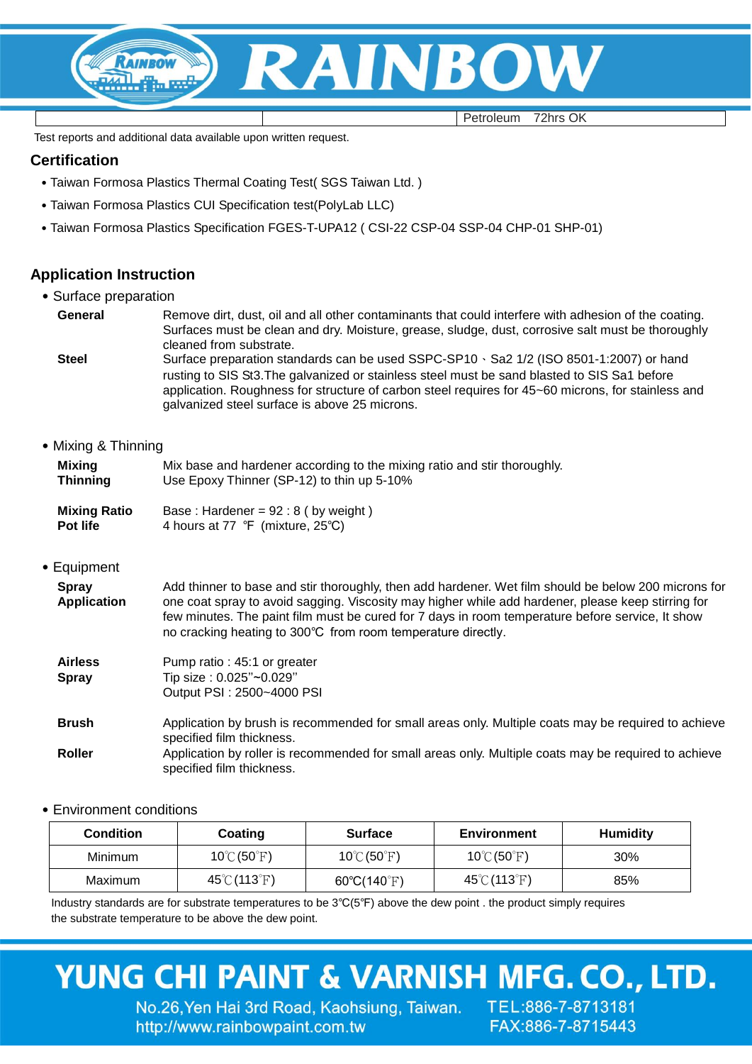| | | Petroleum 72hrs OK |
|---|---|---|

Test reports and additional data available upon written request.

## Certification

- Taiwan Formosa Plastics Thermal Coating Test( SGS Taiwan Ltd. )
- Taiwan Formosa Plastics CUI Specification test(PolyLab LLC)
- Taiwan Formosa Plastics Specification FGES-T-UPA12 ( CSI-22 CSP-04 SSP-04 CHP-01 SHP-01)

## Application Instruction

- Surface preparation

**General** Remove dirt, dust, oil and all other contaminants that could interfere with adhesion of the coating. Surfaces must be clean and dry. Moisture, grease, sludge, dust, corrosive salt must be thoroughly cleaned from substrate.

**Steel** Surface preparation standards can be used SSPC-SP10、Sa2 1/2 (ISO 8501-1:2007) or hand rusting to SIS St3.The galvanized or stainless steel must be sand blasted to SIS Sa1 before application. Roughness for structure of carbon steel requires for 45~60 microns, for stainless and galvanized steel surface is above 25 microns.

- Mixing & Thinning

**Mixing** Mix base and hardener according to the mixing ratio and stir thoroughly.

**Thinning** Use Epoxy Thinner (SP-12) to thin up 5-10%

**Mixing Ratio** Base : Hardener = 92 : 8 ( by weight )

**Pot life** 4 hours at 77 ℉ (mixture, 25℃)

- Equipment

**Spray Application** Add thinner to base and stir thoroughly, then add hardener. Wet film should be below 200 microns for one coat spray to avoid sagging. Viscosity may higher while add hardener, please keep stirring for few minutes. The paint film must be cured for 7 days in room temperature before service, It show no cracking heating to 300℃ from room temperature directly.

**Airless Spray** Pump ratio : 45:1 or greater
Tip size : 0.025''~0.029''
Output PSI : 2500~4000 PSI

**Brush** Application by brush is recommended for small areas only. Multiple coats may be required to achieve specified film thickness.

**Roller** Application by roller is recommended for small areas only. Multiple coats may be required to achieve specified film thickness.

- Environment conditions

| Condition | Coating | Surface | Environment | Humidity |
|---|---|---|---|---|
| Minimum | 10℃(50℉) | 10℃(50℉) | 10℃(50℉) | 30% |
| Maximum | 45℃(113℉) | 60℃(140℉) | 45℃(113℉) | 85% |

Industry standards are for substrate temperatures to be 3℃(5℉) above the dew point . the product simply requires the substrate temperature to be above the dew point.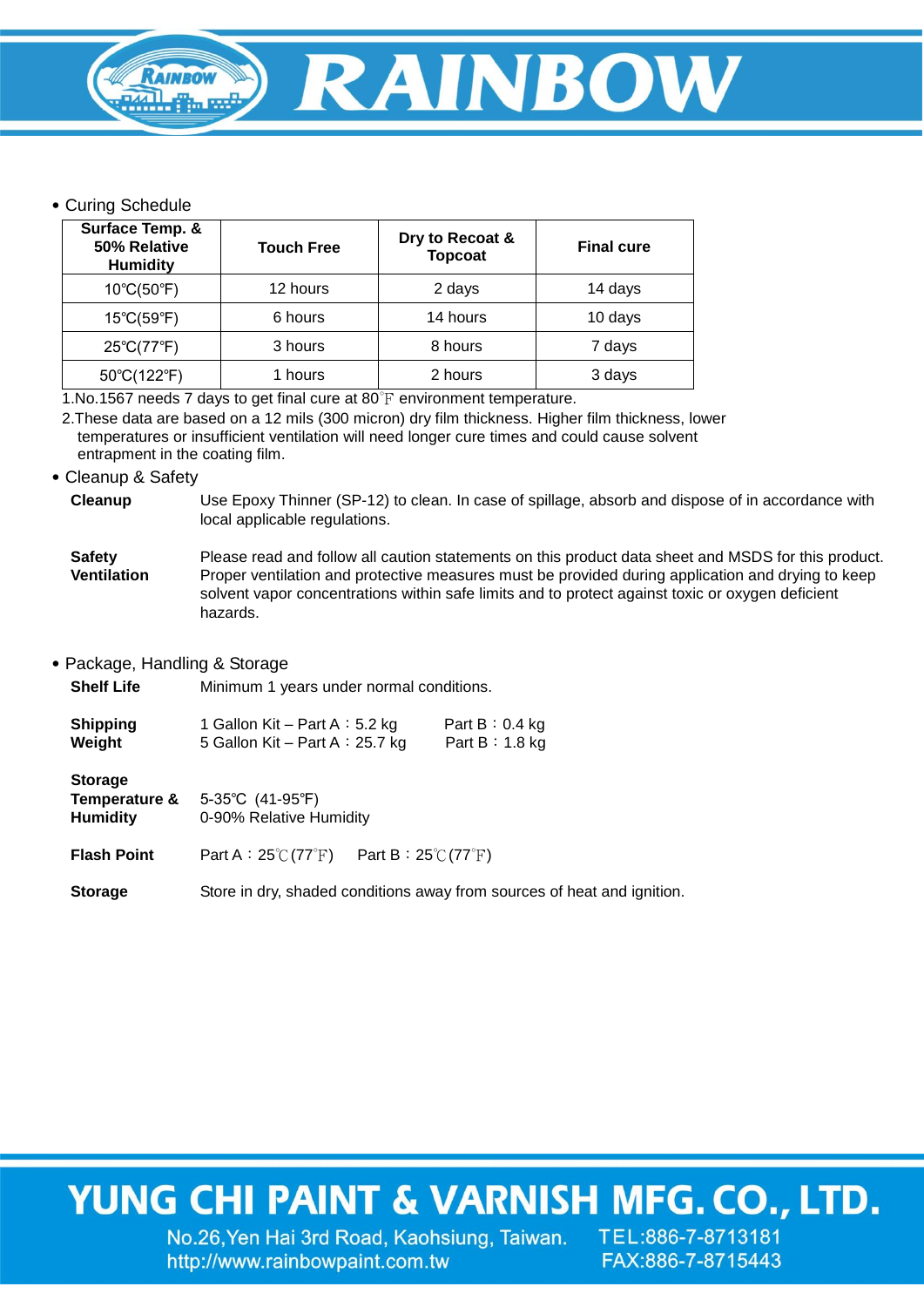- Curing Schedule

| Surface Temp. & 50% Relative Humidity | Touch Free | Dry to Recoat & Topcoat | Final cure |
|---|---|---|---|
| 10℃(50℉) | 12 hours | 2 days | 14 days |
| 15℃(59℉) | 6 hours | 14 hours | 10 days |
| 25℃(77℉) | 3 hours | 8 hours | 7 days |
| 50℃(122℉) | 1 hours | 2 hours | 3 days |

1.No.1567 needs 7 days to get final cure at 80℉ environment temperature.

2.These data are based on a 12 mils (300 micron) dry film thickness. Higher film thickness, lower temperatures or insufficient ventilation will need longer cure times and could cause solvent entrapment in the coating film.

- Cleanup & Safety

**Cleanup** Use Epoxy Thinner (SP-12) to clean. In case of spillage, absorb and dispose of in accordance with local applicable regulations.

**Safety Ventilation** Please read and follow all caution statements on this product data sheet and MSDS for this product. Proper ventilation and protective measures must be provided during application and drying to keep solvent vapor concentrations within safe limits and to protect against toxic or oxygen deficient hazards.

- Package, Handling & Storage

**Shelf Life** Minimum 1 years under normal conditions.

**Shipping Weight**
1 Gallon Kit – Part A：5.2 kg Part B：0.4 kg
5 Gallon Kit – Part A：25.7 kg Part B：1.8 kg

**Storage Temperature & Humidity**
5-35℃ (41-95℉)
0-90% Relative Humidity

**Flash Point** Part A：25℃(77℉) Part B：25℃(77℉)

**Storage** Store in dry, shaded conditions away from sources of heat and ignition.